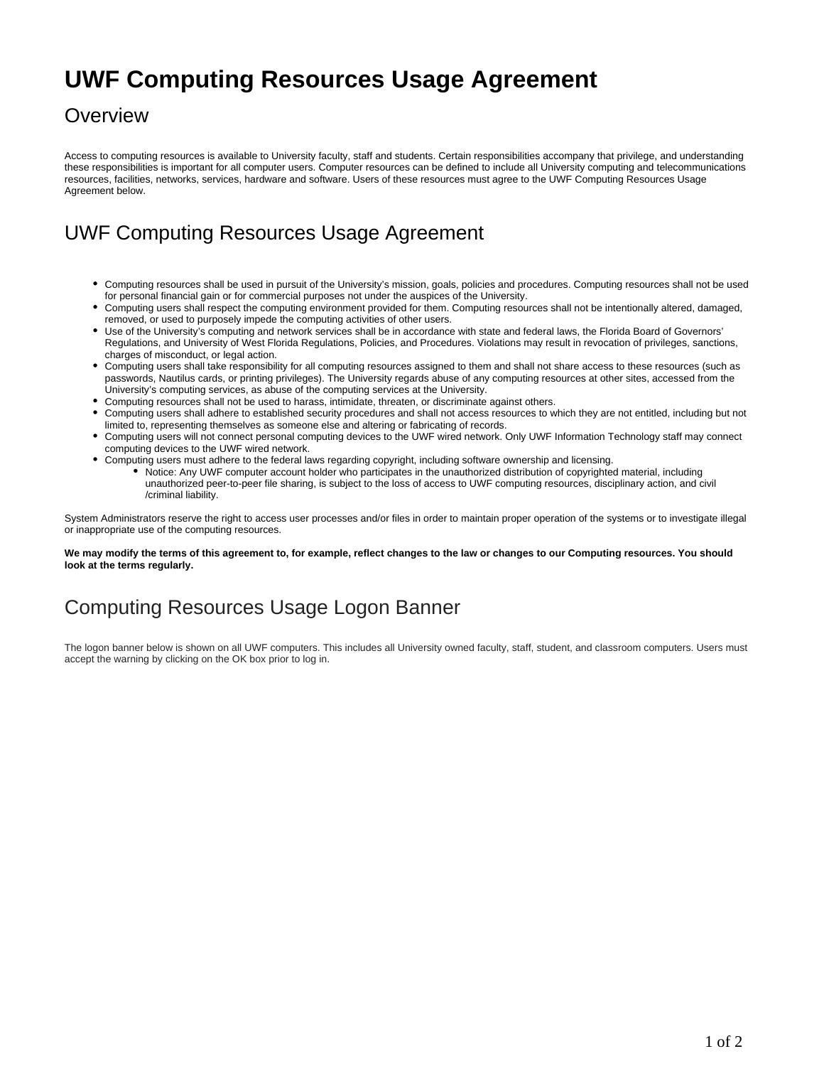# UWF Computing Resources Usage Agreement

## Overview

Access to computing resources is available to University faculty, staff and students. Certain responsibilities accompany that privilege, and understanding these responsibilities is important for all computer users. Computer resources can be defined to include all University computing and telecommunications resources, facilities, networks, services, hardware and software. Users of these resources must agree to the UWF Computing Resources Usage Agreement below.

## UWF Computing Resources Usage Agreement

- Computing resources shall be used in pursuit of the University's mission, goals, policies and procedures. Computing resources shall not be used for personal financial gain or for commercial purposes not under the auspices of the University.
- Computing users shall respect the computing environment provided for them. Computing resources shall not be intentionally altered, damaged, removed, or used to purposely impede the computing activities of other users.
- Use of the University's computing and network services shall be in accordance with state and federal laws, the Florida Board of Governors' Regulations, and University of West Florida Regulations, Policies, and Procedures. Violations may result in revocation of privileges, sanctions, charges of misconduct, or legal action.
- Computing users shall take responsibility for all computing resources assigned to them and shall not share access to these resources (such as passwords, Nautilus cards, or printing privileges). The University regards abuse of any computing resources at other sites, accessed from the University's computing services, as abuse of the computing services at the University.
- Computing resources shall not be used to harass, intimidate, threaten, or discriminate against others.
- Computing users shall adhere to established security procedures and shall not access resources to which they are not entitled, including but not limited to, representing themselves as someone else and altering or fabricating of records.
- Computing users will not connect personal computing devices to the UWF wired network. Only UWF Information Technology staff may connect computing devices to the UWF wired network.
- Computing users must adhere to the federal laws regarding copyright, including software ownership and licensing.
  - Notice: Any UWF computer account holder who participates in the unauthorized distribution of copyrighted material, including unauthorized peer-to-peer file sharing, is subject to the loss of access to UWF computing resources, disciplinary action, and civil /criminal liability.

System Administrators reserve the right to access user processes and/or files in order to maintain proper operation of the systems or to investigate illegal or inappropriate use of the computing resources.

**We may modify the terms of this agreement to, for example, reflect changes to the law or changes to our Computing resources. You should look at the terms regularly.**

## Computing Resources Usage Logon Banner

The logon banner below is shown on all UWF computers. This includes all University owned faculty, staff, student, and classroom computers. Users must accept the warning by clicking on the OK box prior to log in.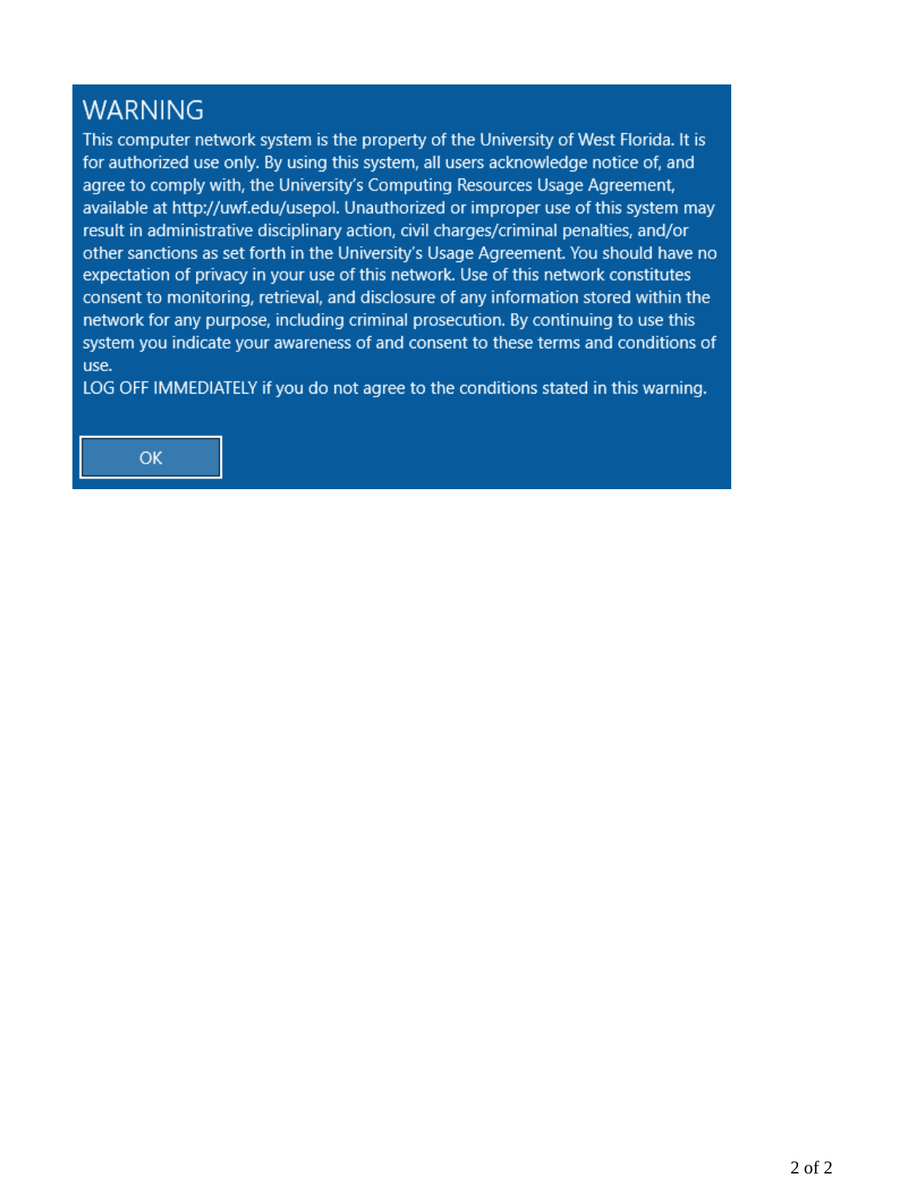# WARNING

This computer network system is the property of the University of West Florida. It is for authorized use only. By using this system, all users acknowledge notice of, and agree to comply with, the University's Computing Resources Usage Agreement, available at http://uwf.edu/usepol. Unauthorized or improper use of this system may result in administrative disciplinary action, civil charges/criminal penalties, and/or other sanctions as set forth in the University's Usage Agreement. You should have no expectation of privacy in your use of this network. Use of this network constitutes consent to monitoring, retrieval, and disclosure of any information stored within the network for any purpose, including criminal prosecution. By continuing to use this system you indicate your awareness of and consent to these terms and conditions of use.

LOG OFF IMMEDIATELY if you do not agree to the conditions stated in this warning.

OK